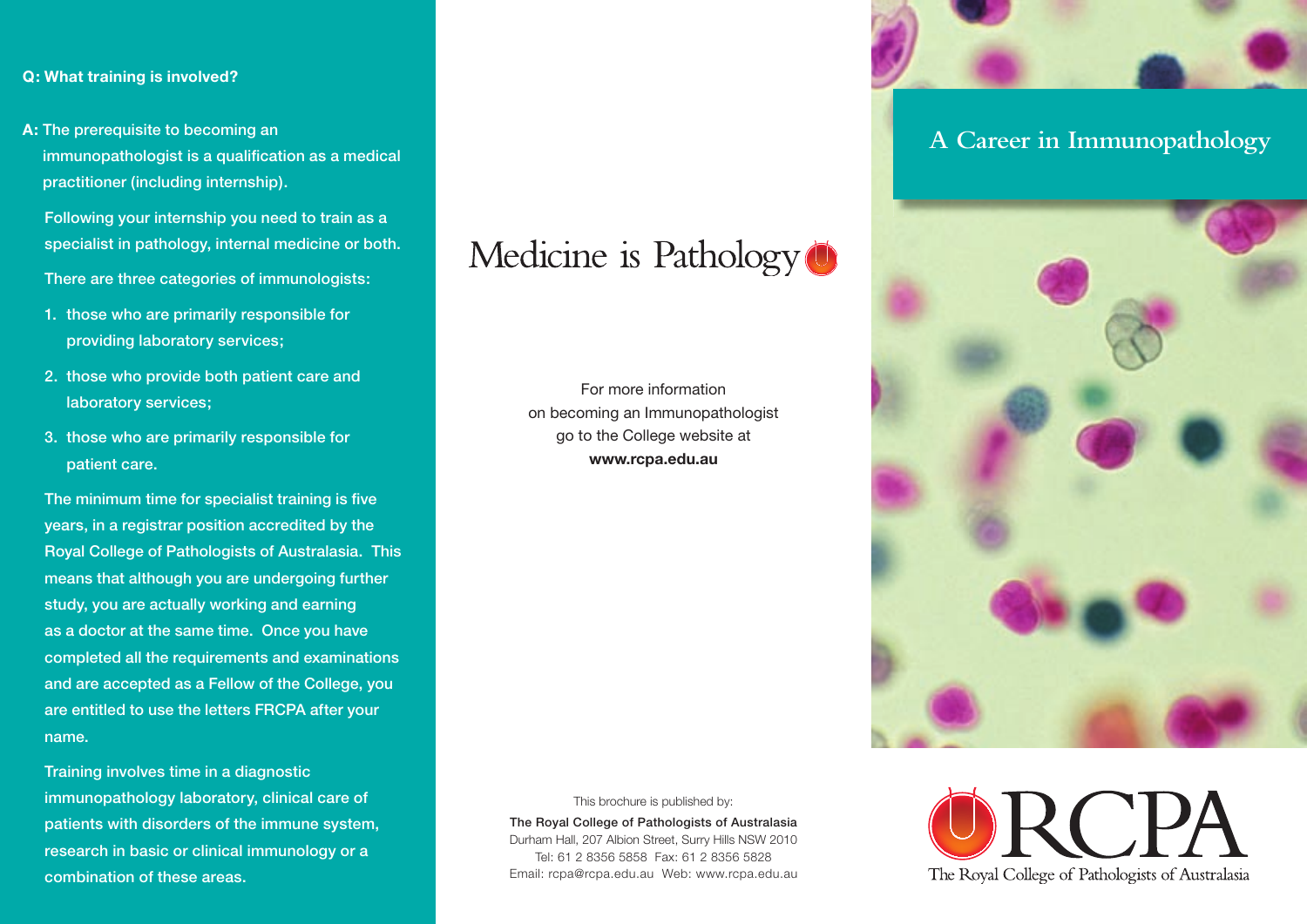**Q: What training is involved?**

**A:** The prerequisite to becoming an immunopathologist is a qualification as a medical practitioner (including internship).

Following your internship you need to train as a specialist in pathology, internal medicine or both.

There are three categories of immunologists:

1. those who are primarily responsible for providing laboratory services;
2. those who provide both patient care and laboratory services;
3. those who are primarily responsible for patient care.

The minimum time for specialist training is five years, in a registrar position accredited by the Royal College of Pathologists of Australasia. This means that although you are undergoing further study, you are actually working and earning as a doctor at the same time. Once you have completed all the requirements and examinations and are accepted as a Fellow of the College, you are entitled to use the letters FRCPA after your name.

Training involves time in a diagnostic immunopathology laboratory, clinical care of patients with disorders of the immune system, research in basic or clinical immunology or a combination of these areas.

# Medicine is Pathology

For more information on becoming an Immunopathologist go to the College website at **www.rcpa.edu.au**

This brochure is published by:

**The Royal College of Pathologists of Australasia**
Durham Hall, 207 Albion Street, Surry Hills NSW 2010
Tel: 61 2 8356 5858 Fax: 61 2 8356 5828
Email: rcpa@rcpa.edu.au Web: www.rcpa.edu.au

# A Career in Immunopathology

RCPA
The Royal College of Pathologists of Australasia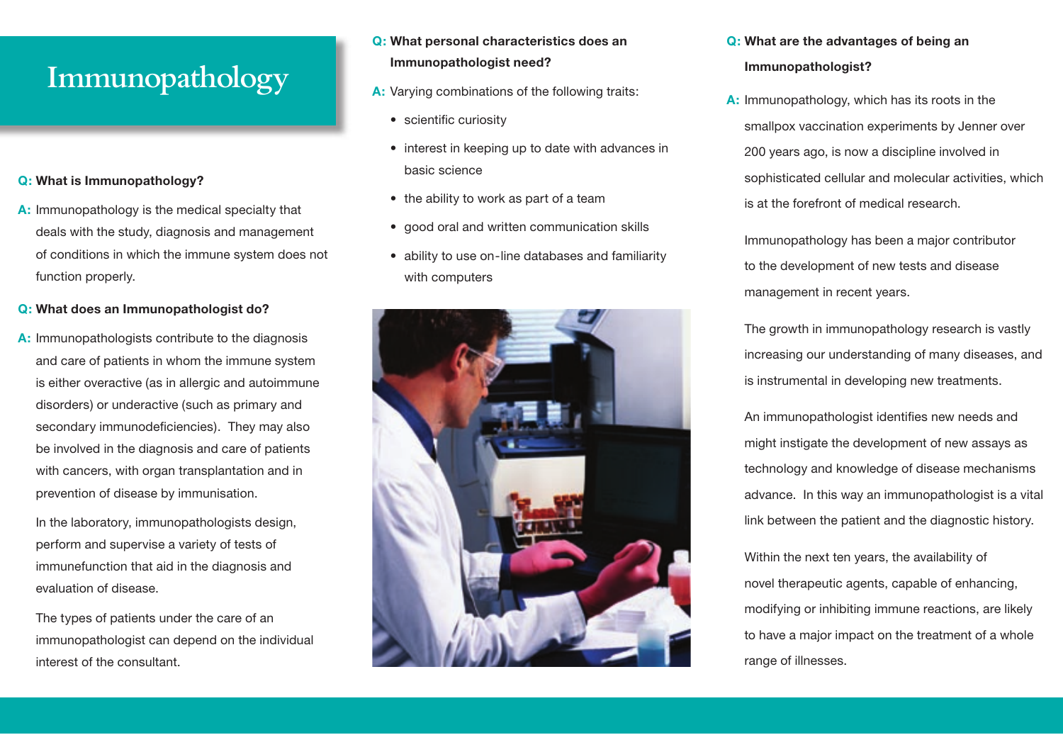# Immunopathology

**Q: What is Immunopathology?**

**A:** Immunopathology is the medical specialty that deals with the study, diagnosis and management of conditions in which the immune system does not function properly.

**Q: What does an Immunopathologist do?**

**A:** Immunopathologists contribute to the diagnosis and care of patients in whom the immune system is either overactive (as in allergic and autoimmune disorders) or underactive (such as primary and secondary immunodeficiencies). They may also be involved in the diagnosis and care of patients with cancers, with organ transplantation and in prevention of disease by immunisation.

In the laboratory, immunopathologists design, perform and supervise a variety of tests of immunefunction that aid in the diagnosis and evaluation of disease.

The types of patients under the care of an immunopathologist can depend on the individual interest of the consultant.

**Q: What personal characteristics does an Immunopathologist need?**

**A:** Varying combinations of the following traits:

- scientific curiosity
- interest in keeping up to date with advances in basic science
- the ability to work as part of a team
- good oral and written communication skills
- ability to use on-line databases and familiarity with computers

**Q: What are the advantages of being an Immunopathologist?**

**A:** Immunopathology, which has its roots in the smallpox vaccination experiments by Jenner over 200 years ago, is now a discipline involved in sophisticated cellular and molecular activities, which is at the forefront of medical research.

Immunopathology has been a major contributor to the development of new tests and disease management in recent years.

The growth in immunopathology research is vastly increasing our understanding of many diseases, and is instrumental in developing new treatments.

An immunopathologist identifies new needs and might instigate the development of new assays as technology and knowledge of disease mechanisms advance. In this way an immunopathologist is a vital link between the patient and the diagnostic history.

Within the next ten years, the availability of novel therapeutic agents, capable of enhancing, modifying or inhibiting immune reactions, are likely to have a major impact on the treatment of a whole range of illnesses.